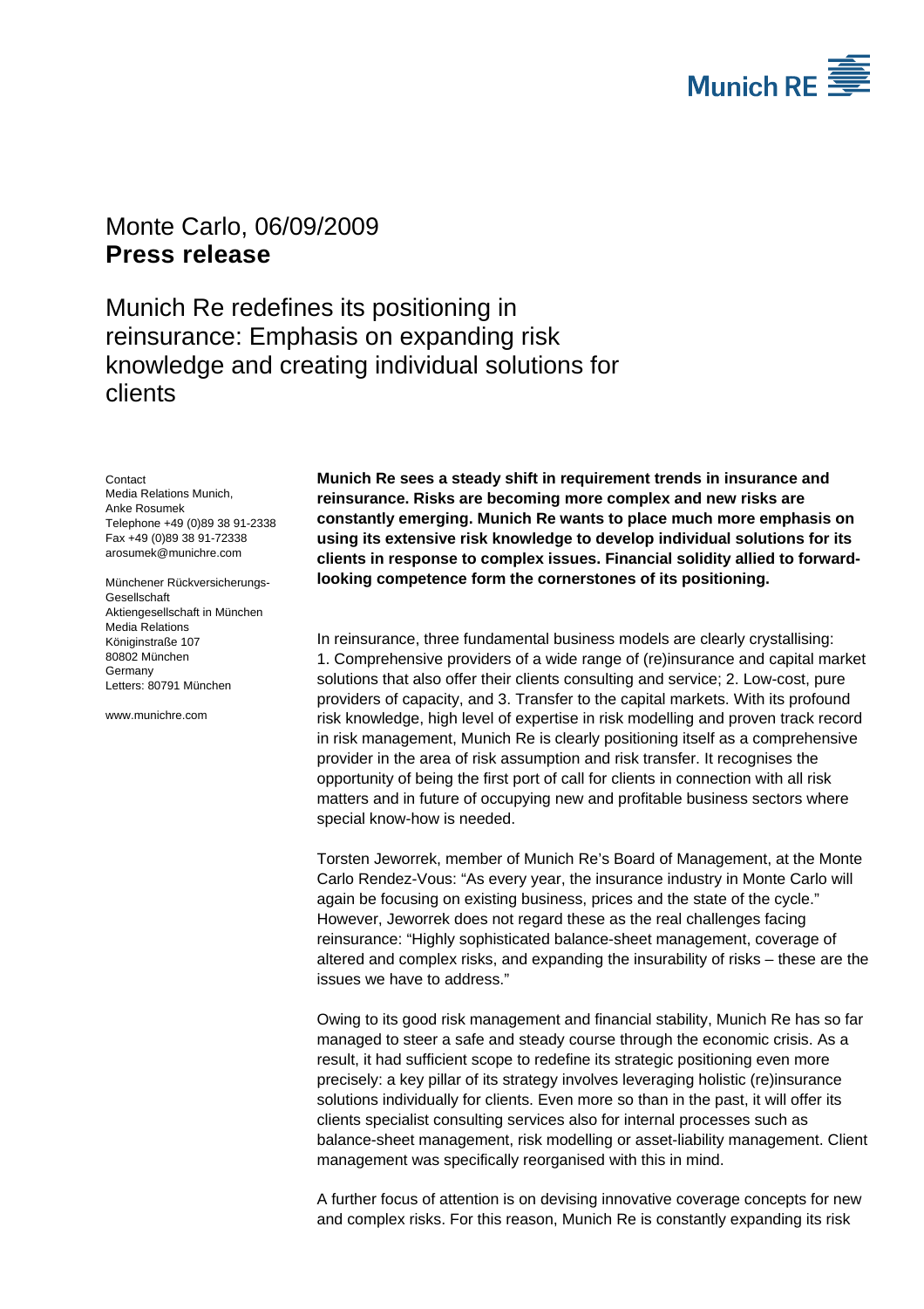Monte Carlo, 06/09/2009
**Press release**

# Munich Re redefines its positioning in reinsurance: Emphasis on expanding risk knowledge and creating individual solutions for clients

Contact
Media Relations Munich,
Anke Rosumek
Telephone +49 (0)89 38 91-2338
Fax +49 (0)89 38 91-72338
arosumek@munichre.com

Münchener Rückversicherungs-Gesellschaft
Aktiengesellschaft in München
Media Relations
Königinstraße 107
80802 München
Germany
Letters: 80791 München

www.munichre.com

**Munich Re sees a steady shift in requirement trends in insurance and reinsurance. Risks are becoming more complex and new risks are constantly emerging. Munich Re wants to place much more emphasis on using its extensive risk knowledge to develop individual solutions for its clients in response to complex issues. Financial solidity allied to forward-looking competence form the cornerstones of its positioning.**

In reinsurance, three fundamental business models are clearly crystallising: 1. Comprehensive providers of a wide range of (re)insurance and capital market solutions that also offer their clients consulting and service; 2. Low-cost, pure providers of capacity, and 3. Transfer to the capital markets. With its profound risk knowledge, high level of expertise in risk modelling and proven track record in risk management, Munich Re is clearly positioning itself as a comprehensive provider in the area of risk assumption and risk transfer. It recognises the opportunity of being the first port of call for clients in connection with all risk matters and in future of occupying new and profitable business sectors where special know-how is needed.

Torsten Jeworrek, member of Munich Re's Board of Management, at the Monte Carlo Rendez-Vous: "As every year, the insurance industry in Monte Carlo will again be focusing on existing business, prices and the state of the cycle." However, Jeworrek does not regard these as the real challenges facing reinsurance: "Highly sophisticated balance-sheet management, coverage of altered and complex risks, and expanding the insurability of risks – these are the issues we have to address."

Owing to its good risk management and financial stability, Munich Re has so far managed to steer a safe and steady course through the economic crisis. As a result, it had sufficient scope to redefine its strategic positioning even more precisely: a key pillar of its strategy involves leveraging holistic (re)insurance solutions individually for clients. Even more so than in the past, it will offer its clients specialist consulting services also for internal processes such as balance-sheet management, risk modelling or asset-liability management. Client management was specifically reorganised with this in mind.

A further focus of attention is on devising innovative coverage concepts for new and complex risks. For this reason, Munich Re is constantly expanding its risk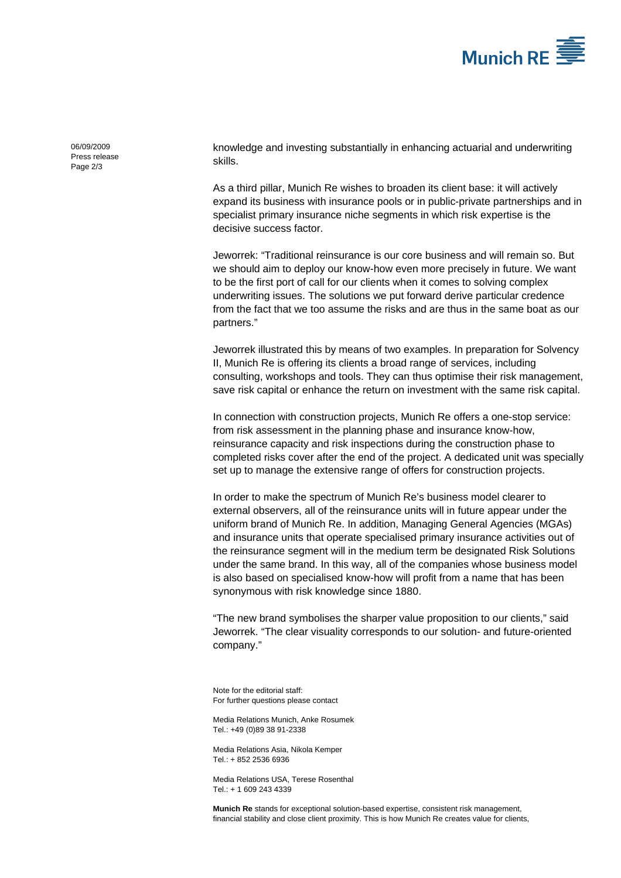knowledge and investing substantially in enhancing actuarial and underwriting skills.

As a third pillar, Munich Re wishes to broaden its client base: it will actively expand its business with insurance pools or in public-private partnerships and in specialist primary insurance niche segments in which risk expertise is the decisive success factor.

Jeworrek: "Traditional reinsurance is our core business and will remain so. But we should aim to deploy our know-how even more precisely in future. We want to be the first port of call for our clients when it comes to solving complex underwriting issues. The solutions we put forward derive particular credence from the fact that we too assume the risks and are thus in the same boat as our partners."

Jeworrek illustrated this by means of two examples. In preparation for Solvency II, Munich Re is offering its clients a broad range of services, including consulting, workshops and tools. They can thus optimise their risk management, save risk capital or enhance the return on investment with the same risk capital.

In connection with construction projects, Munich Re offers a one-stop service: from risk assessment in the planning phase and insurance know-how, reinsurance capacity and risk inspections during the construction phase to completed risks cover after the end of the project. A dedicated unit was specially set up to manage the extensive range of offers for construction projects.

In order to make the spectrum of Munich Re's business model clearer to external observers, all of the reinsurance units will in future appear under the uniform brand of Munich Re. In addition, Managing General Agencies (MGAs) and insurance units that operate specialised primary insurance activities out of the reinsurance segment will in the medium term be designated Risk Solutions under the same brand. In this way, all of the companies whose business model is also based on specialised know-how will profit from a name that has been synonymous with risk knowledge since 1880.

"The new brand symbolises the sharper value proposition to our clients," said Jeworrek. "The clear visuality corresponds to our solution- and future-oriented company."

Note for the editorial staff:
For further questions please contact

Media Relations Munich, Anke Rosumek
Tel.: +49 (0)89 38 91-2338

Media Relations Asia, Nikola Kemper
Tel.: + 852 2536 6936

Media Relations USA, Terese Rosenthal
Tel.: + 1 609 243 4339

**Munich Re** stands for exceptional solution-based expertise, consistent risk management, financial stability and close client proximity. This is how Munich Re creates value for clients,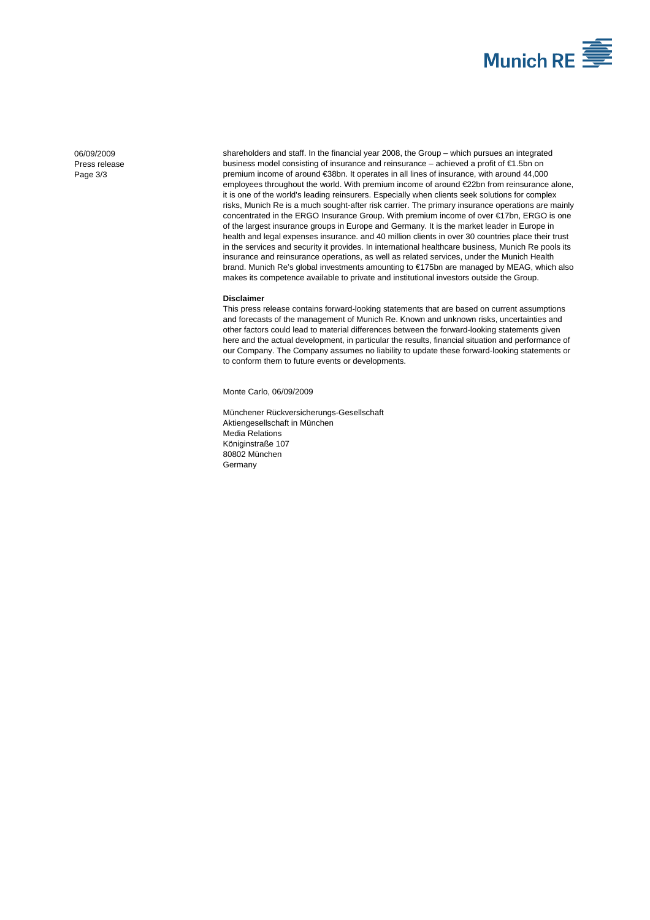shareholders and staff. In the financial year 2008, the Group – which pursues an integrated business model consisting of insurance and reinsurance – achieved a profit of €1.5bn on premium income of around €38bn. It operates in all lines of insurance, with around 44,000 employees throughout the world. With premium income of around €22bn from reinsurance alone, it is one of the world's leading reinsurers. Especially when clients seek solutions for complex risks, Munich Re is a much sought-after risk carrier. The primary insurance operations are mainly concentrated in the ERGO Insurance Group. With premium income of over €17bn, ERGO is one of the largest insurance groups in Europe and Germany. It is the market leader in Europe in health and legal expenses insurance. and 40 million clients in over 30 countries place their trust in the services and security it provides. In international healthcare business, Munich Re pools its insurance and reinsurance operations, as well as related services, under the Munich Health brand. Munich Re's global investments amounting to €175bn are managed by MEAG, which also makes its competence available to private and institutional investors outside the Group.

**Disclaimer**
This press release contains forward-looking statements that are based on current assumptions and forecasts of the management of Munich Re. Known and unknown risks, uncertainties and other factors could lead to material differences between the forward-looking statements given here and the actual development, in particular the results, financial situation and performance of our Company. The Company assumes no liability to update these forward-looking statements or to conform them to future events or developments.

Monte Carlo, 06/09/2009

Münchener Rückversicherungs-Gesellschaft
Aktiengesellschaft in München
Media Relations
Königinstraße 107
80802 München
Germany